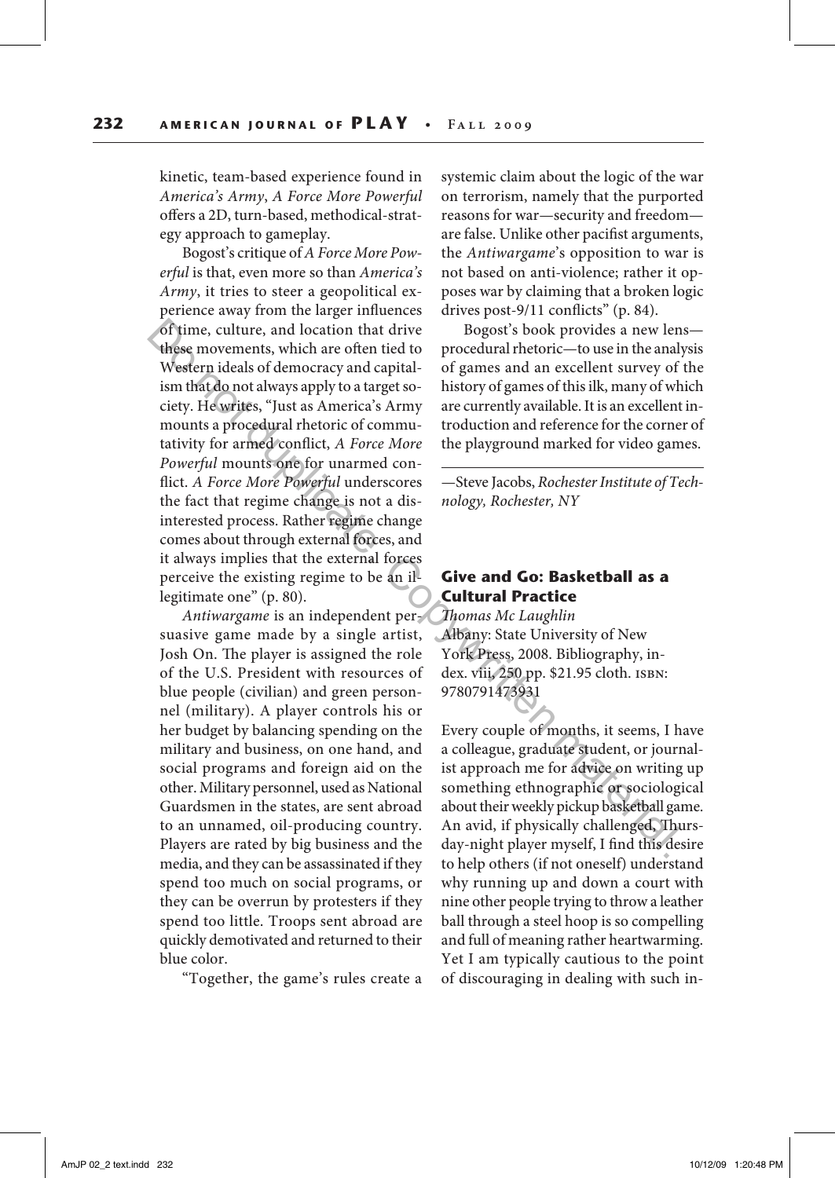kinetic, team-based experience found in *America's Army*, *A Force More Powerful* offers a 2D, turn-based, methodical-strategy approach to gameplay.

Bogost's critique of *A Force More Powerful* is that, even more so than *America's Army*, it tries to steer a geopolitical experience away from the larger influences of time, culture, and location that drive these movements, which are often tied to Western ideals of democracy and capitalism that do not always apply to a target society. He writes, "Just as America's Army mounts a procedural rhetoric of commutativity for armed conflict, *A Force More Powerful* mounts one for unarmed conflict. *A Force More Powerful* underscores the fact that regime change is not a disinterested process. Rather regime change comes about through external forces, and it always implies that the external forces perceive the existing regime to be an illegitimate one" (p. 80).

*Antiwargame* is an independent persuasive game made by a single artist, Josh On. The player is assigned the role of the U.S. President with resources of blue people (civilian) and green personnel (military). A player controls his or her budget by balancing spending on the military and business, on one hand, and social programs and foreign aid on the other. Military personnel, used as National Guardsmen in the states, are sent abroad to an unnamed, oil-producing country. Players are rated by big business and the media, and they can be assassinated if they spend too much on social programs, or they can be overrun by protesters if they spend too little. Troops sent abroad are quickly demotivated and returned to their blue color.

"Together, the game's rules create a systemic claim about the logic of the war on terrorism, namely that the purported reasons for war—security and freedom—are false. Unlike other pacifist arguments, the *Antiwargame*'s opposition to war is not based on anti-violence; rather it opposes war by claiming that a broken logic drives post-9/11 conflicts" (p. 84).

Bogost's book provides a new lens—procedural rhetoric—to use in the analysis of games and an excellent survey of the history of games of this ilk, many of which are currently available. It is an excellent introduction and reference for the corner of the playground marked for video games.

—Steve Jacobs, *Rochester Institute of Technology, Rochester, NY*

## Give and Go: Basketball as a Cultural Practice

*Thomas Mc Laughlin*
Albany: State University of New York Press, 2008. Bibliography, index. viii, 250 pp. $21.95 cloth. ISBN: 9780791473931

Every couple of months, it seems, I have a colleague, graduate student, or journalist approach me for advice on writing up something ethnographic or sociological about their weekly pickup basketball game. An avid, if physically challenged, Thursday-night player myself, I find this desire to help others (if not oneself) understand why running up and down a court with nine other people trying to throw a leather ball through a steel hoop is so compelling and full of meaning rather heartwarming. Yet I am typically cautious to the point of discouraging in dealing with such in-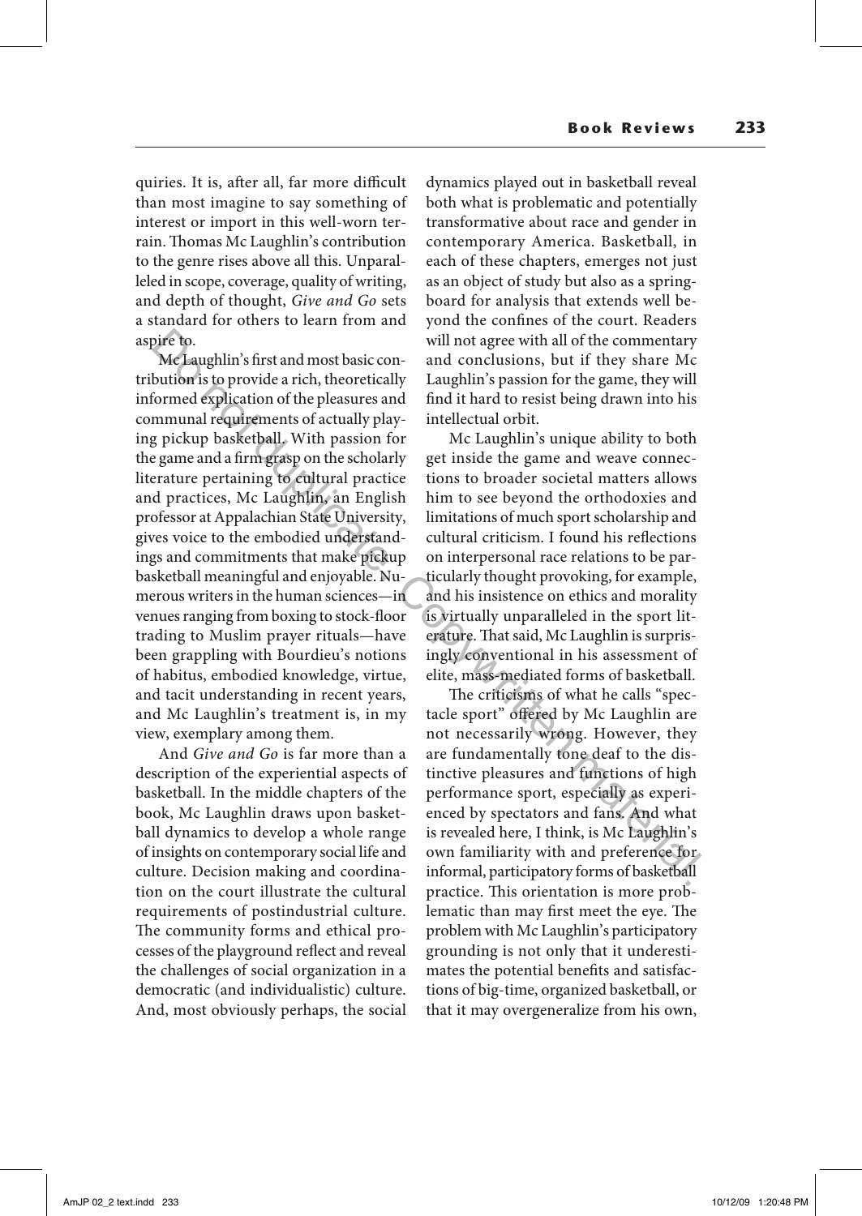quiries. It is, after all, far more difficult than most imagine to say something of interest or import in this well-worn terrain. Thomas Mc Laughlin's contribution to the genre rises above all this. Unparalleled in scope, coverage, quality of writing, and depth of thought, *Give and Go* sets a standard for others to learn from and aspire to.

Mc Laughlin's first and most basic contribution is to provide a rich, theoretically informed explication of the pleasures and communal requirements of actually playing pickup basketball. With passion for the game and a firm grasp on the scholarly literature pertaining to cultural practice and practices, Mc Laughlin, an English professor at Appalachian State University, gives voice to the embodied understandings and commitments that make pickup basketball meaningful and enjoyable. Numerous writers in the human sciences—in venues ranging from boxing to stock-floor trading to Muslim prayer rituals—have been grappling with Bourdieu's notions of habitus, embodied knowledge, virtue, and tacit understanding in recent years, and Mc Laughlin's treatment is, in my view, exemplary among them.

And *Give and Go* is far more than a description of the experiential aspects of basketball. In the middle chapters of the book, Mc Laughlin draws upon basketball dynamics to develop a whole range of insights on contemporary social life and culture. Decision making and coordination on the court illustrate the cultural requirements of postindustrial culture. The community forms and ethical processes of the playground reflect and reveal the challenges of social organization in a democratic (and individualistic) culture. And, most obviously perhaps, the social dynamics played out in basketball reveal both what is problematic and potentially transformative about race and gender in contemporary America. Basketball, in each of these chapters, emerges not just as an object of study but also as a springboard for analysis that extends well beyond the confines of the court. Readers will not agree with all of the commentary and conclusions, but if they share Mc Laughlin's passion for the game, they will find it hard to resist being drawn into his intellectual orbit.

Mc Laughlin's unique ability to both get inside the game and weave connections to broader societal matters allows him to see beyond the orthodoxies and limitations of much sport scholarship and cultural criticism. I found his reflections on interpersonal race relations to be particularly thought provoking, for example, and his insistence on ethics and morality is virtually unparalleled in the sport literature. That said, Mc Laughlin is surprisingly conventional in his assessment of elite, mass-mediated forms of basketball.

The criticisms of what he calls "spectacle sport" offered by Mc Laughlin are not necessarily wrong. However, they are fundamentally tone deaf to the distinctive pleasures and functions of high performance sport, especially as experienced by spectators and fans. And what is revealed here, I think, is Mc Laughlin's own familiarity with and preference for informal, participatory forms of basketball practice. This orientation is more problematic than may first meet the eye. The problem with Mc Laughlin's participatory grounding is not only that it underestimates the potential benefits and satisfactions of big-time, organized basketball, or that it may overgeneralize from his own,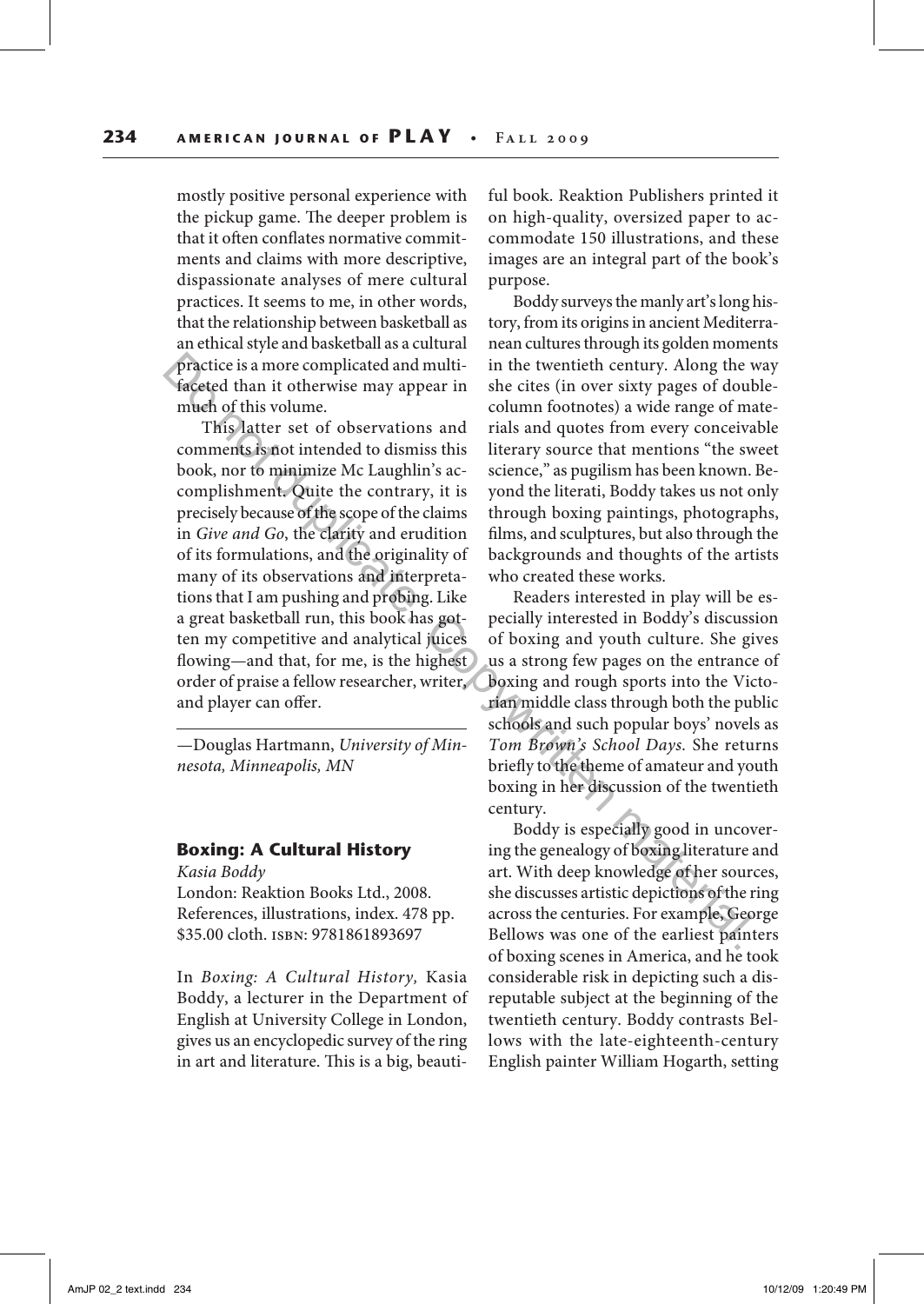mostly positive personal experience with the pickup game. The deeper problem is that it often conflates normative commitments and claims with more descriptive, dispassionate analyses of mere cultural practices. It seems to me, in other words, that the relationship between basketball as an ethical style and basketball as a cultural practice is a more complicated and multifaceted than it otherwise may appear in much of this volume.

This latter set of observations and comments is not intended to dismiss this book, nor to minimize Mc Laughlin's accomplishment. Quite the contrary, it is precisely because of the scope of the claims in *Give and Go*, the clarity and erudition of its formulations, and the originality of many of its observations and interpretations that I am pushing and probing. Like a great basketball run, this book has gotten my competitive and analytical juices flowing—and that, for me, is the highest order of praise a fellow researcher, writer, and player can offer.

—Douglas Hartmann, *University of Minnesota, Minneapolis, MN*

### Boxing: A Cultural History

*Kasia Boddy*
London: Reaktion Books Ltd., 2008.
References, illustrations, index. 478 pp.
$35.00 cloth. ISBN: 9781861893697

In *Boxing: A Cultural History,* Kasia Boddy, a lecturer in the Department of English at University College in London, gives us an encyclopedic survey of the ring in art and literature. This is a big, beautiful book. Reaktion Publishers printed it on high-quality, oversized paper to accommodate 150 illustrations, and these images are an integral part of the book's purpose.

Boddy surveys the manly art's long history, from its origins in ancient Mediterranean cultures through its golden moments in the twentieth century. Along the way she cites (in over sixty pages of double-column footnotes) a wide range of materials and quotes from every conceivable literary source that mentions "the sweet science," as pugilism has been known. Beyond the literati, Boddy takes us not only through boxing paintings, photographs, films, and sculptures, but also through the backgrounds and thoughts of the artists who created these works.

Readers interested in play will be especially interested in Boddy's discussion of boxing and youth culture. She gives us a strong few pages on the entrance of boxing and rough sports into the Victorian middle class through both the public schools and such popular boys' novels as *Tom Brown's School Days.* She returns briefly to the theme of amateur and youth boxing in her discussion of the twentieth century.

Boddy is especially good in uncovering the genealogy of boxing literature and art. With deep knowledge of her sources, she discusses artistic depictions of the ring across the centuries. For example, George Bellows was one of the earliest painters of boxing scenes in America, and he took considerable risk in depicting such a disreputable subject at the beginning of the twentieth century. Boddy contrasts Bellows with the late-eighteenth-century English painter William Hogarth, setting